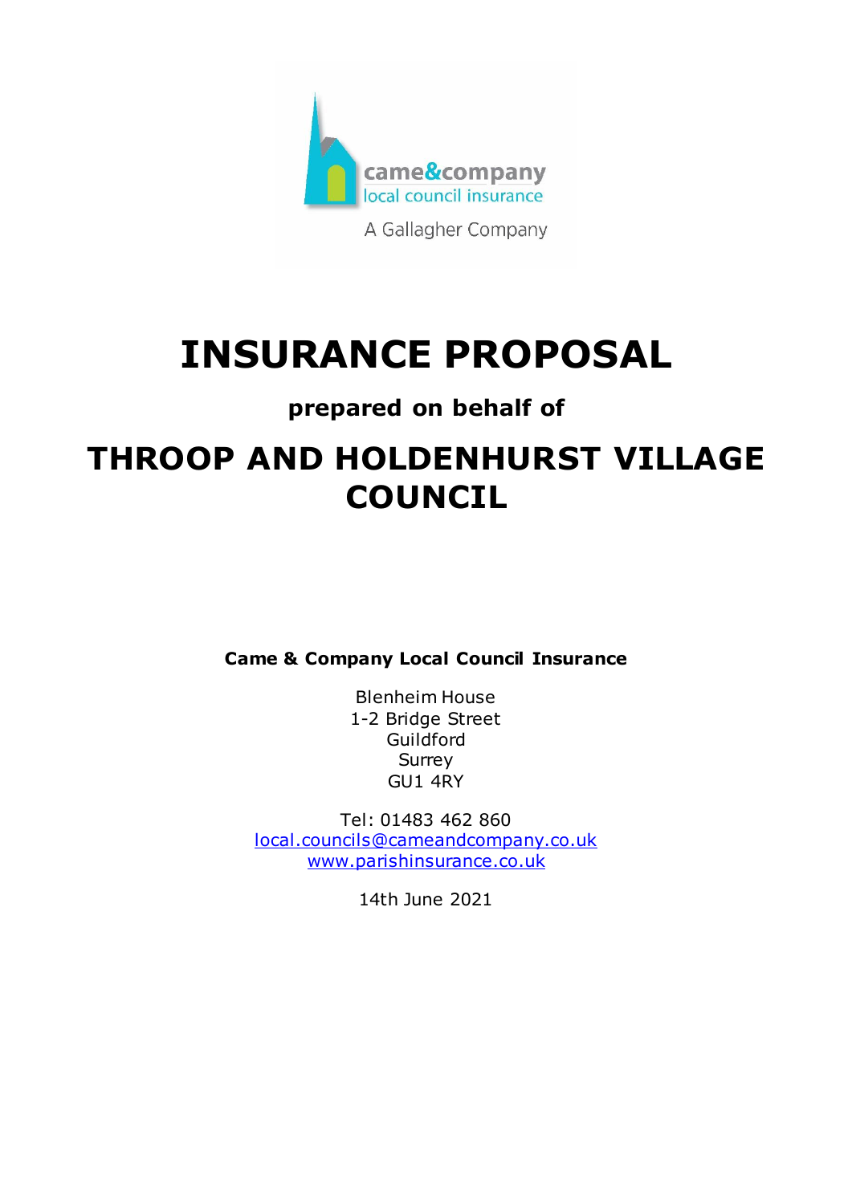came&company
local council insurance
A Gallagher Company

# INSURANCE PROPOSAL

**prepared on behalf of**

# THROOP AND HOLDENHURST VILLAGE COUNCIL

**Came & Company Local Council Insurance**

Blenheim House
1-2 Bridge Street
Guildford
Surrey
GU1 4RY

Tel: 01483 462 860
local.councils@cameandcompany.co.uk
www.parishinsurance.co.uk

14th June 2021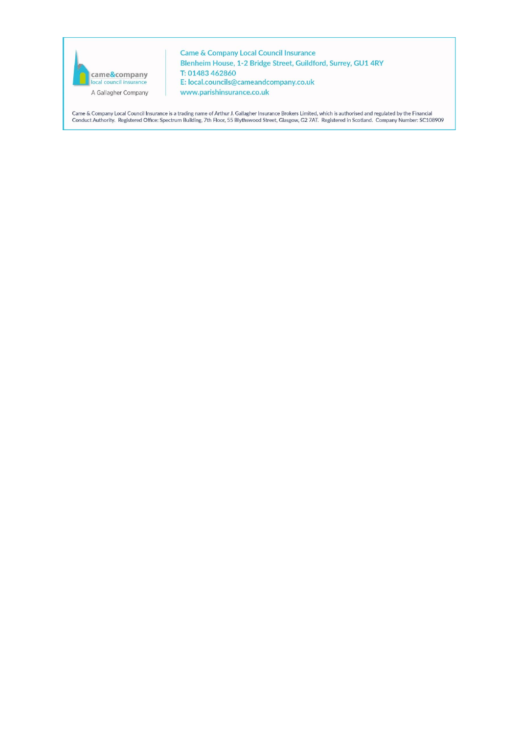came&company
local council insurance
A Gallagher Company

Came & Company Local Council Insurance
Blenheim House, 1-2 Bridge Street, Guildford, Surrey, GU1 4RY
T: 01483 462860
E: local.councils@cameandcompany.co.uk
www.parishinsurance.co.uk

Came & Company Local Council Insurance is a trading name of Arthur J. Gallagher Insurance Brokers Limited, which is authorised and regulated by the Financial Conduct Authority. Registered Office: Spectrum Building, 7th Floor, 55 Blythswood Street, Glasgow, G2 7AT. Registered in Scotland. Company Number: SC108909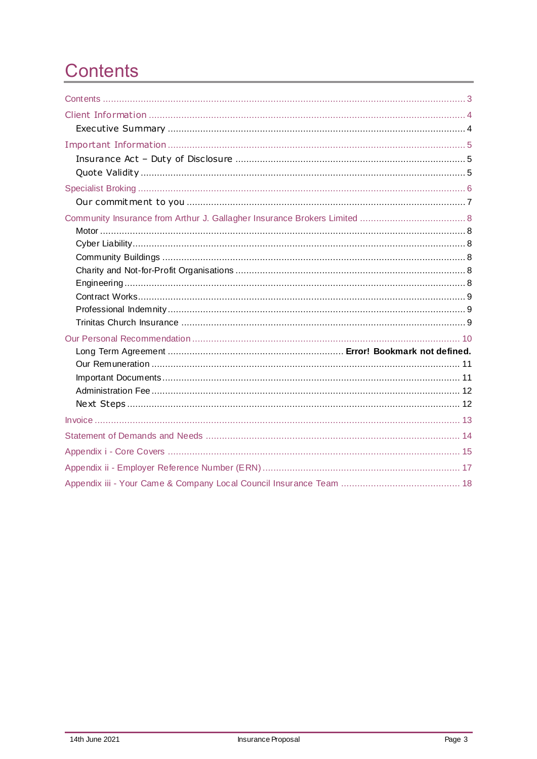# Contents

Contents ........................................................................................................................ 3

Client Information .......................................................................................................... 4

- Executive Summary ..................................................................................................... 4

Important Information ..................................................................................................... 5

- Insurance Act – Duty of Disclosure .............................................................................. 5
- Quote Validity ............................................................................................................. 5

Specialist Broking ........................................................................................................... 6

- Our commitment to you ............................................................................................... 7

Community Insurance from Arthur J. Gallagher Insurance Brokers Limited ....................... 8

- Motor .......................................................................................................................... 8
- Cyber Liability .............................................................................................................. 8
- Community Buildings ................................................................................................... 8
- Charity and Not-for-Profit Organisations ........................................................................ 8
- Engineering ................................................................................................................. 8
- Contract Works ............................................................................................................ 9
- Professional Indemnity ................................................................................................. 9
- Trinitas Church Insurance ............................................................................................ 9

Our Personal Recommendation ...................................................................................... 10

- Long Term Agreement .................................................................. **Error! Bookmark not defined.**
- Our Remuneration ....................................................................................................... 11
- Important Documents ................................................................................................... 11
- Administration Fee ....................................................................................................... 12
- Next Steps .................................................................................................................. 12

Invoice ........................................................................................................................... 13

Statement of Demands and Needs ................................................................................... 14

Appendix i - Core Covers ................................................................................................ 15

Appendix ii - Employer Reference Number (ERN) ............................................................. 17

Appendix iii - Your Came & Company Local Council Insurance Team ............................... 18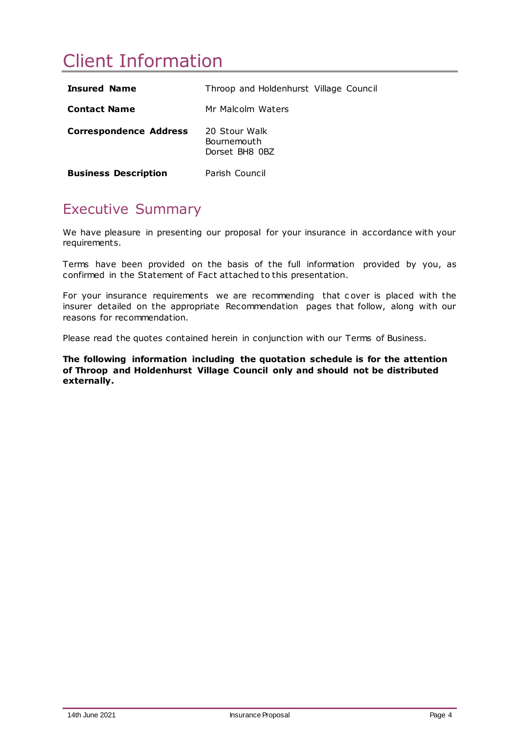# Client Information

| | |
|---|---|
| **Insured Name** | Throop and Holdenhurst Village Council |
| **Contact Name** | Mr Malcolm Waters |
| **Correspondence Address** | 20 Stour Walk<br>Bournemouth<br>Dorset BH8 0BZ |
| **Business Description** | Parish Council |

## Executive Summary

We have pleasure in presenting our proposal for your insurance in accordance with your requirements.

Terms have been provided on the basis of the full information provided by you, as confirmed in the Statement of Fact attached to this presentation.

For your insurance requirements we are recommending that cover is placed with the insurer detailed on the appropriate Recommendation pages that follow, along with our reasons for recommendation.

Please read the quotes contained herein in conjunction with our Terms of Business.

**The following information including the quotation schedule is for the attention of Throop and Holdenhurst Village Council only and should not be distributed externally.**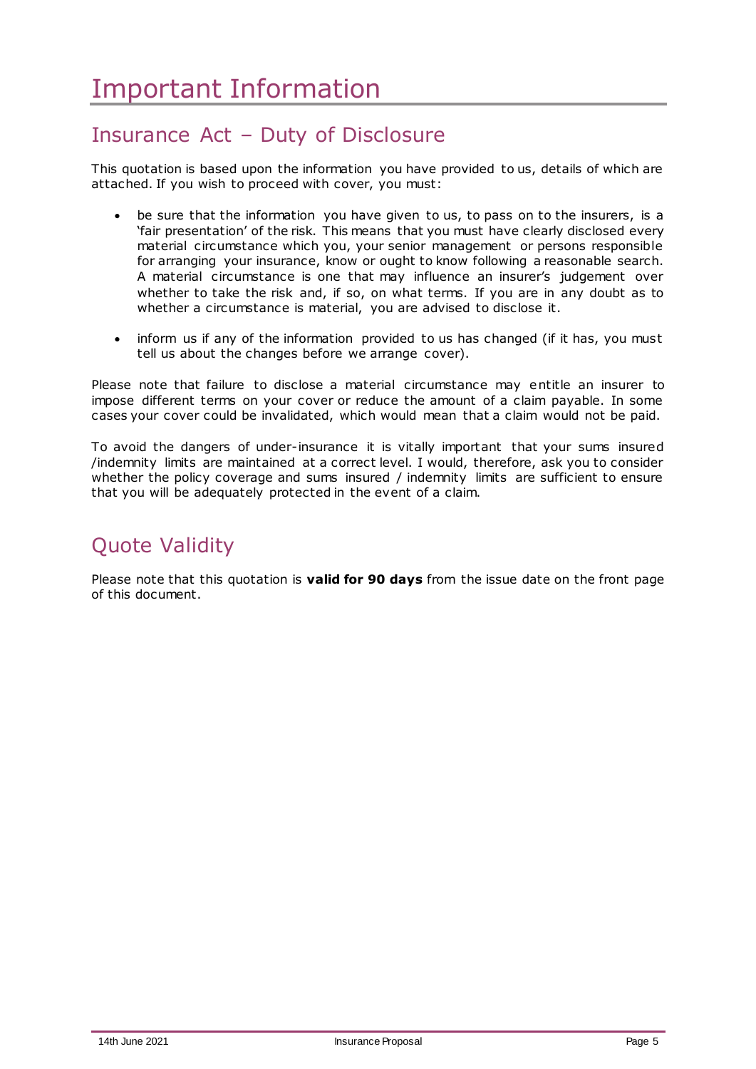# Important Information

## Insurance Act – Duty of Disclosure

This quotation is based upon the information you have provided to us, details of which are attached. If you wish to proceed with cover, you must:

- be sure that the information you have given to us, to pass on to the insurers, is a 'fair presentation' of the risk. This means that you must have clearly disclosed every material circumstance which you, your senior management or persons responsible for arranging your insurance, know or ought to know following a reasonable search. A material circumstance is one that may influence an insurer's judgement over whether to take the risk and, if so, on what terms. If you are in any doubt as to whether a circumstance is material, you are advised to disclose it.
- inform us if any of the information provided to us has changed (if it has, you must tell us about the changes before we arrange cover).

Please note that failure to disclose a material circumstance may entitle an insurer to impose different terms on your cover or reduce the amount of a claim payable. In some cases your cover could be invalidated, which would mean that a claim would not be paid.

To avoid the dangers of under-insurance it is vitally important that your sums insured /indemnity limits are maintained at a correct level. I would, therefore, ask you to consider whether the policy coverage and sums insured / indemnity limits are sufficient to ensure that you will be adequately protected in the event of a claim.

## Quote Validity

Please note that this quotation is **valid for 90 days** from the issue date on the front page of this document.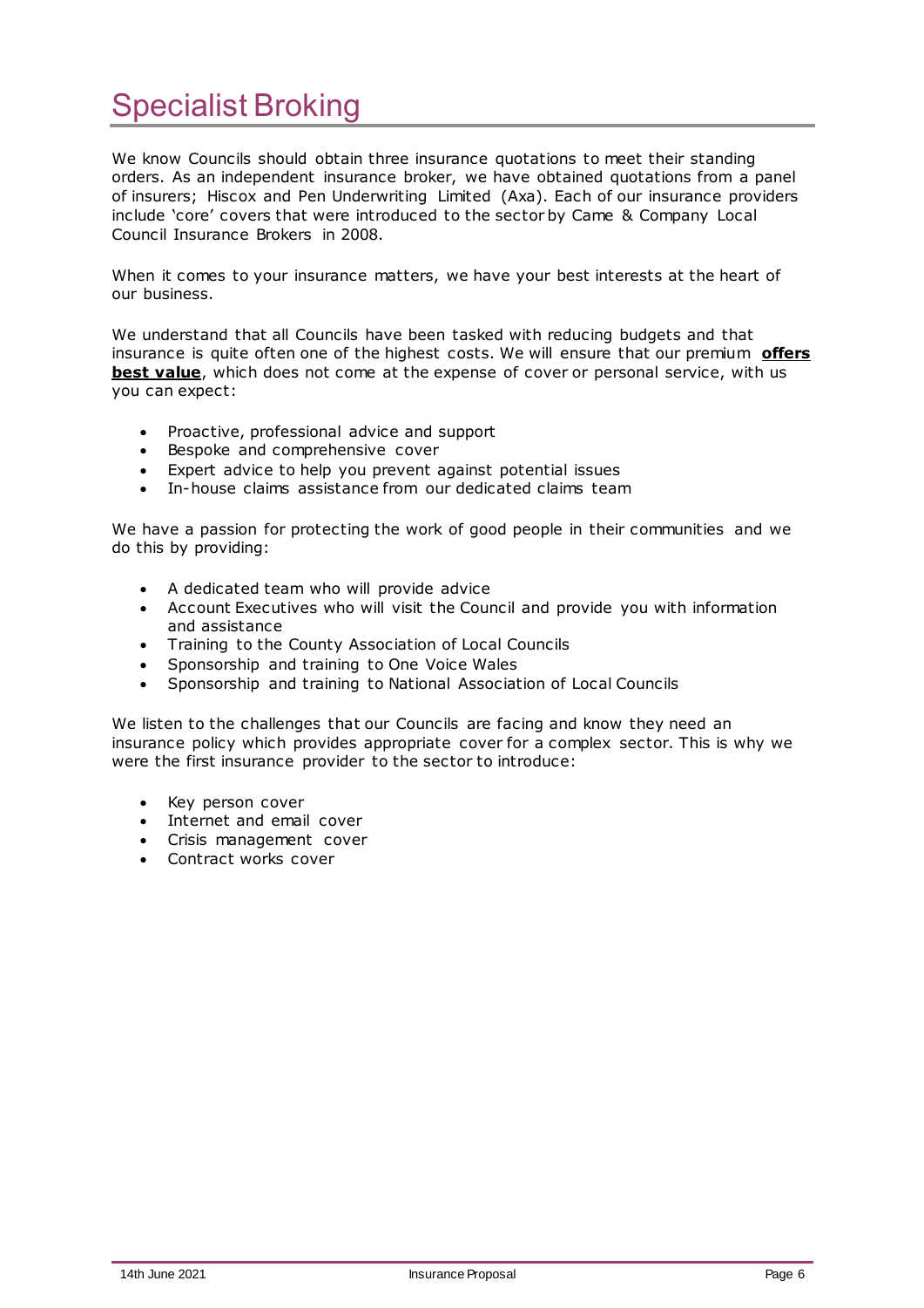# Specialist Broking

We know Councils should obtain three insurance quotations to meet their standing orders. As an independent insurance broker, we have obtained quotations from a panel of insurers; Hiscox and Pen Underwriting Limited (Axa). Each of our insurance providers include 'core' covers that were introduced to the sector by Came & Company Local Council Insurance Brokers in 2008.

When it comes to your insurance matters, we have your best interests at the heart of our business.

We understand that all Councils have been tasked with reducing budgets and that insurance is quite often one of the highest costs. We will ensure that our premium **offers best value**, which does not come at the expense of cover or personal service, with us you can expect:

- Proactive, professional advice and support
- Bespoke and comprehensive cover
- Expert advice to help you prevent against potential issues
- In-house claims assistance from our dedicated claims team

We have a passion for protecting the work of good people in their communities and we do this by providing:

- A dedicated team who will provide advice
- Account Executives who will visit the Council and provide you with information and assistance
- Training to the County Association of Local Councils
- Sponsorship and training to One Voice Wales
- Sponsorship and training to National Association of Local Councils

We listen to the challenges that our Councils are facing and know they need an insurance policy which provides appropriate cover for a complex sector. This is why we were the first insurance provider to the sector to introduce:

- Key person cover
- Internet and email cover
- Crisis management cover
- Contract works cover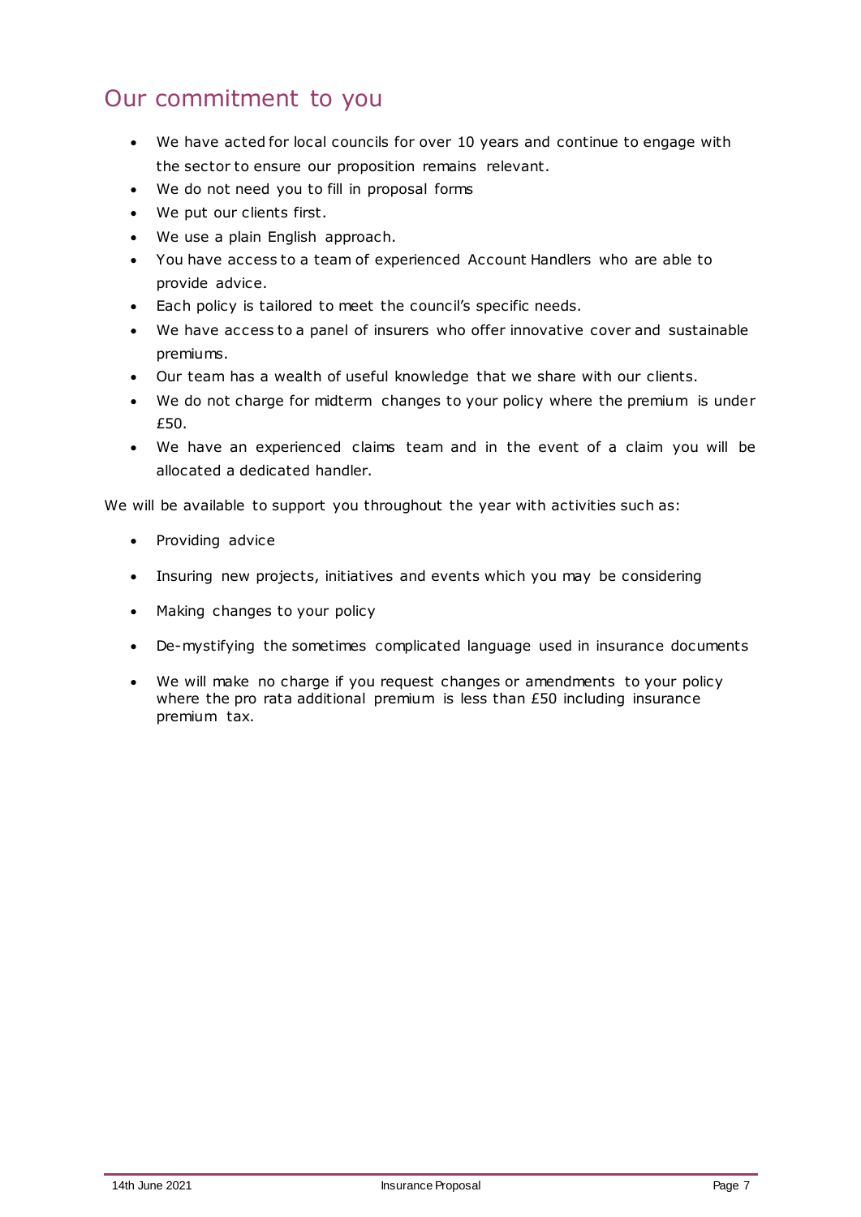## Our commitment to you

- We have acted for local councils for over 10 years and continue to engage with the sector to ensure our proposition remains relevant.
- We do not need you to fill in proposal forms
- We put our clients first.
- We use a plain English approach.
- You have access to a team of experienced Account Handlers who are able to provide advice.
- Each policy is tailored to meet the council's specific needs.
- We have access to a panel of insurers who offer innovative cover and sustainable premiums.
- Our team has a wealth of useful knowledge that we share with our clients.
- We do not charge for midterm changes to your policy where the premium is under £50.
- We have an experienced claims team and in the event of a claim you will be allocated a dedicated handler.

We will be available to support you throughout the year with activities such as:

- Providing advice
- Insuring new projects, initiatives and events which you may be considering
- Making changes to your policy
- De-mystifying the sometimes complicated language used in insurance documents
- We will make no charge if you request changes or amendments to your policy where the pro rata additional premium is less than £50 including insurance premium tax.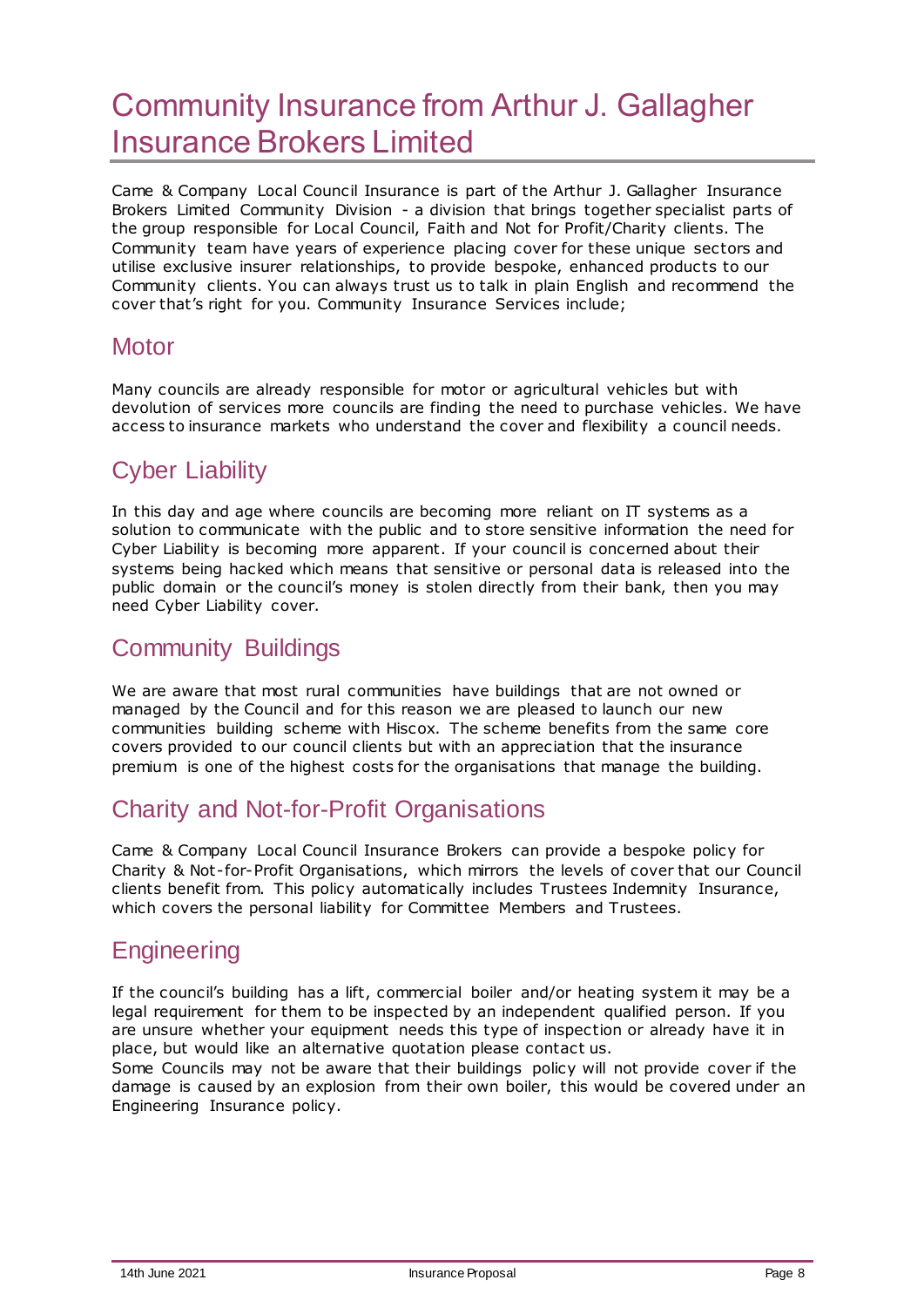# Community Insurance from Arthur J. Gallagher Insurance Brokers Limited

Came & Company Local Council Insurance is part of the Arthur J. Gallagher Insurance Brokers Limited Community Division - a division that brings together specialist parts of the group responsible for Local Council, Faith and Not for Profit/Charity clients. The Community team have years of experience placing cover for these unique sectors and utilise exclusive insurer relationships, to provide bespoke, enhanced products to our Community clients. You can always trust us to talk in plain English and recommend the cover that's right for you. Community Insurance Services include;

## Motor

Many councils are already responsible for motor or agricultural vehicles but with devolution of services more councils are finding the need to purchase vehicles. We have access to insurance markets who understand the cover and flexibility a council needs.

## Cyber Liability

In this day and age where councils are becoming more reliant on IT systems as a solution to communicate with the public and to store sensitive information the need for Cyber Liability is becoming more apparent. If your council is concerned about their systems being hacked which means that sensitive or personal data is released into the public domain or the council's money is stolen directly from their bank, then you may need Cyber Liability cover.

## Community Buildings

We are aware that most rural communities have buildings that are not owned or managed by the Council and for this reason we are pleased to launch our new communities building scheme with Hiscox. The scheme benefits from the same core covers provided to our council clients but with an appreciation that the insurance premium is one of the highest costs for the organisations that manage the building.

## Charity and Not-for-Profit Organisations

Came & Company Local Council Insurance Brokers can provide a bespoke policy for Charity & Not-for-Profit Organisations, which mirrors the levels of cover that our Council clients benefit from. This policy automatically includes Trustees Indemnity Insurance, which covers the personal liability for Committee Members and Trustees.

## Engineering

If the council's building has a lift, commercial boiler and/or heating system it may be a legal requirement for them to be inspected by an independent qualified person. If you are unsure whether your equipment needs this type of inspection or already have it in place, but would like an alternative quotation please contact us.

Some Councils may not be aware that their buildings policy will not provide cover if the damage is caused by an explosion from their own boiler, this would be covered under an Engineering Insurance policy.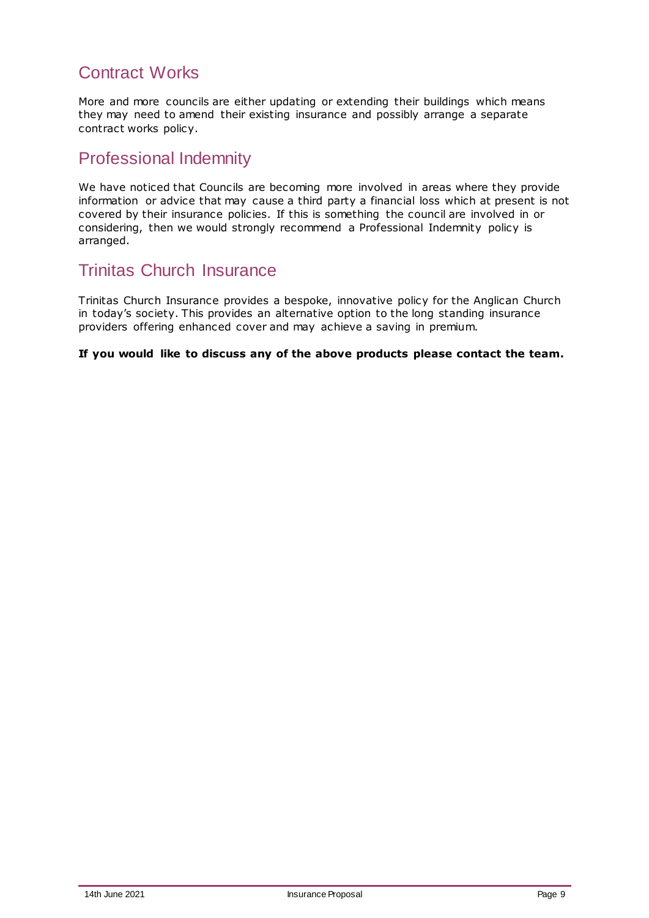## Contract Works

More and more councils are either updating or extending their buildings which means they may need to amend their existing insurance and possibly arrange a separate contract works policy.

## Professional Indemnity

We have noticed that Councils are becoming more involved in areas where they provide information or advice that may cause a third party a financial loss which at present is not covered by their insurance policies. If this is something the council are involved in or considering, then we would strongly recommend a Professional Indemnity policy is arranged.

## Trinitas Church Insurance

Trinitas Church Insurance provides a bespoke, innovative policy for the Anglican Church in today's society. This provides an alternative option to the long standing insurance providers offering enhanced cover and may achieve a saving in premium.

**If you would like to discuss any of the above products please contact the team.**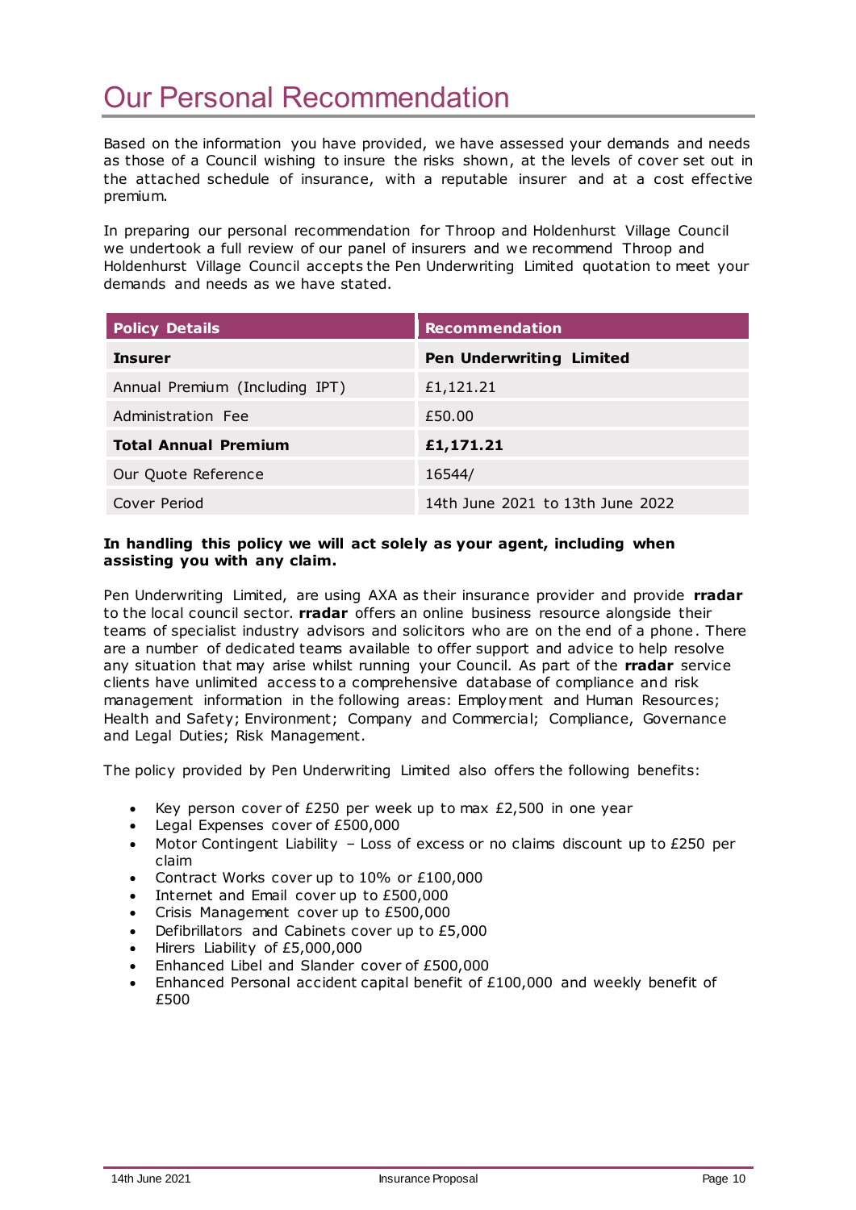# Our Personal Recommendation

Based on the information you have provided, we have assessed your demands and needs as those of a Council wishing to insure the risks shown, at the levels of cover set out in the attached schedule of insurance, with a reputable insurer and at a cost effective premium.

In preparing our personal recommendation for Throop and Holdenhurst Village Council we undertook a full review of our panel of insurers and we recommend Throop and Holdenhurst Village Council accepts the Pen Underwriting Limited quotation to meet your demands and needs as we have stated.

| **Policy Details** | **Recommendation** |
|---|---|
| **Insurer** | **Pen Underwriting Limited** |
| Annual Premium (Including IPT) | £1,121.21 |
| Administration Fee | £50.00 |
| **Total Annual Premium** | **£1,171.21** |
| Our Quote Reference | 16544/ |
| Cover Period | 14th June 2021 to 13th June 2022 |

**In handling this policy we will act solely as your agent, including when assisting you with any claim.**

Pen Underwriting Limited, are using AXA as their insurance provider and provide **rradar** to the local council sector. **rradar** offers an online business resource alongside their teams of specialist industry advisors and solicitors who are on the end of a phone. There are a number of dedicated teams available to offer support and advice to help resolve any situation that may arise whilst running your Council. As part of the **rradar** service clients have unlimited access to a comprehensive database of compliance and risk management information in the following areas: Employment and Human Resources; Health and Safety; Environment; Company and Commercial; Compliance, Governance and Legal Duties; Risk Management.

The policy provided by Pen Underwriting Limited also offers the following benefits:

- Key person cover of £250 per week up to max £2,500 in one year
- Legal Expenses cover of £500,000
- Motor Contingent Liability – Loss of excess or no claims discount up to £250 per claim
- Contract Works cover up to 10% or £100,000
- Internet and Email cover up to £500,000
- Crisis Management cover up to £500,000
- Defibrillators and Cabinets cover up to £5,000
- Hirers Liability of £5,000,000
- Enhanced Libel and Slander cover of £500,000
- Enhanced Personal accident capital benefit of £100,000 and weekly benefit of £500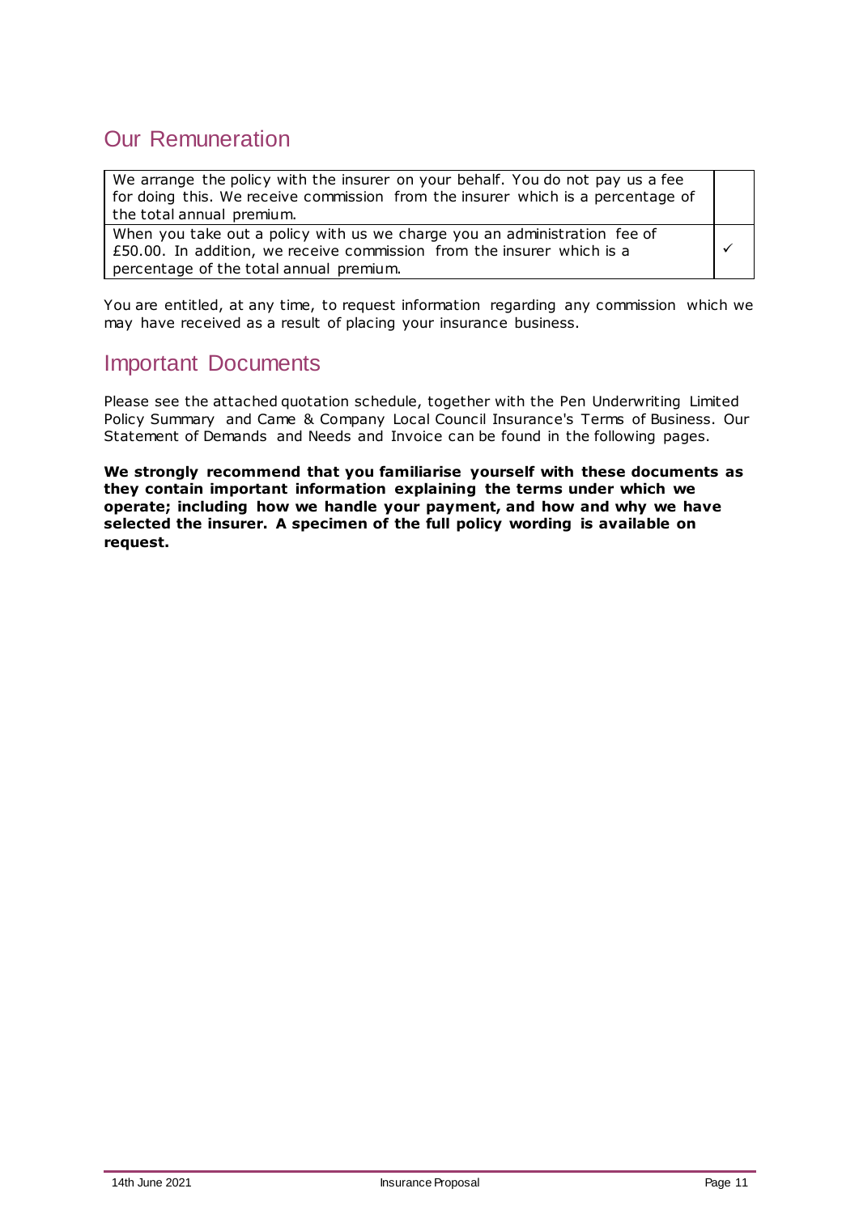## Our Remuneration

| | |
|---|---|
| We arrange the policy with the insurer on your behalf. You do not pay us a fee for doing this. We receive commission from the insurer which is a percentage of the total annual premium. | |
| When you take out a policy with us we charge you an administration fee of £50.00. In addition, we receive commission from the insurer which is a percentage of the total annual premium. | ✓ |

You are entitled, at any time, to request information regarding any commission which we may have received as a result of placing your insurance business.

## Important Documents

Please see the attached quotation schedule, together with the Pen Underwriting Limited Policy Summary and Came & Company Local Council Insurance's Terms of Business. Our Statement of Demands and Needs and Invoice can be found in the following pages.

**We strongly recommend that you familiarise yourself with these documents as they contain important information explaining the terms under which we operate; including how we handle your payment, and how and why we have selected the insurer. A specimen of the full policy wording is available on request.**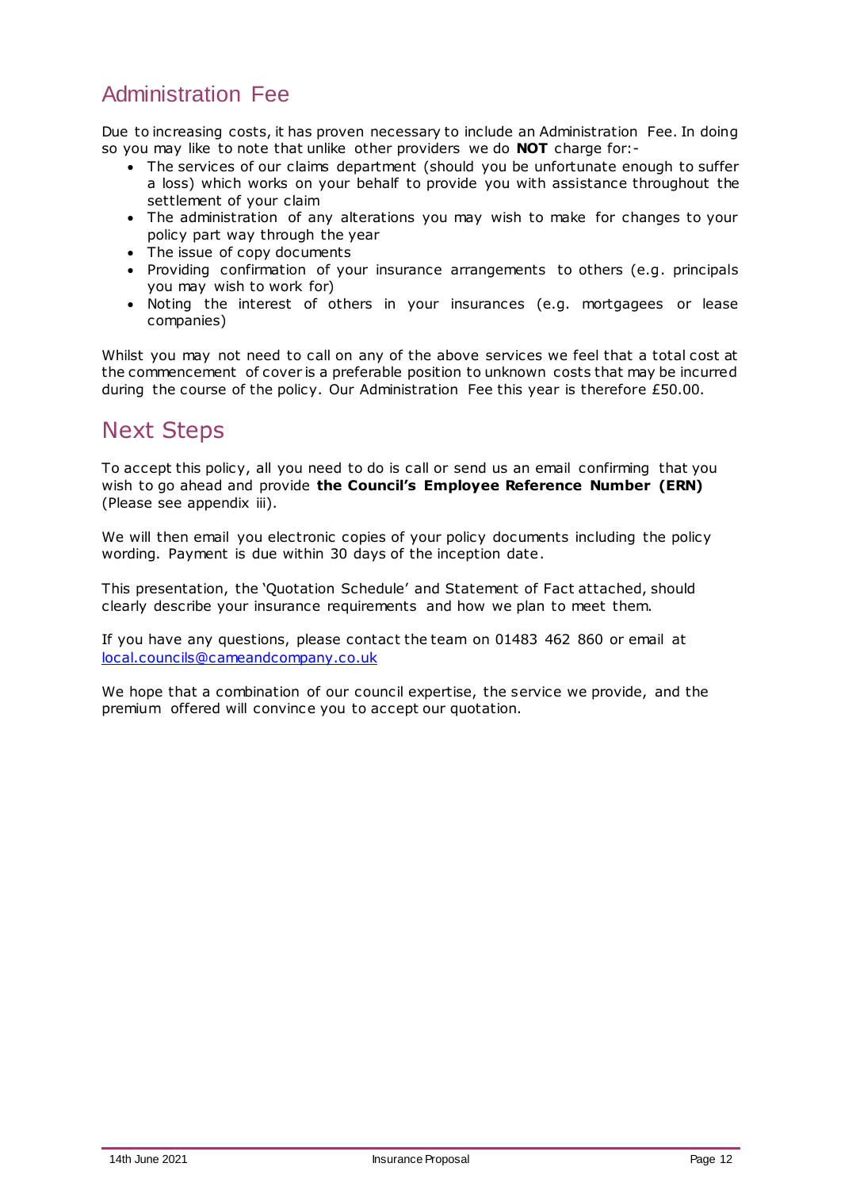## Administration Fee

Due to increasing costs, it has proven necessary to include an Administration Fee. In doing so you may like to note that unlike other providers we do **NOT** charge for:-

- The services of our claims department (should you be unfortunate enough to suffer a loss) which works on your behalf to provide you with assistance throughout the settlement of your claim
- The administration of any alterations you may wish to make for changes to your policy part way through the year
- The issue of copy documents
- Providing confirmation of your insurance arrangements to others (e.g. principals you may wish to work for)
- Noting the interest of others in your insurances (e.g. mortgagees or lease companies)

Whilst you may not need to call on any of the above services we feel that a total cost at the commencement of cover is a preferable position to unknown costs that may be incurred during the course of the policy. Our Administration Fee this year is therefore £50.00.

## Next Steps

To accept this policy, all you need to do is call or send us an email confirming that you wish to go ahead and provide **the Council's Employee Reference Number (ERN)** (Please see appendix iii).

We will then email you electronic copies of your policy documents including the policy wording. Payment is due within 30 days of the inception date.

This presentation, the 'Quotation Schedule' and Statement of Fact attached, should clearly describe your insurance requirements and how we plan to meet them.

If you have any questions, please contact the team on 01483 462 860 or email at local.councils@cameandcompany.co.uk

We hope that a combination of our council expertise, the service we provide, and the premium offered will convince you to accept our quotation.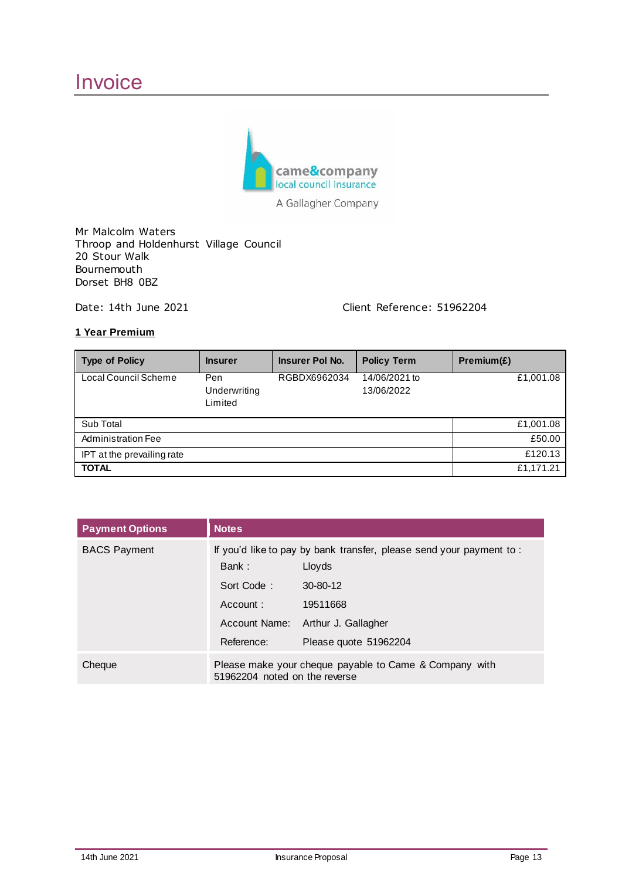# Invoice

came&company
local council insurance
A Gallagher Company

Mr Malcolm Waters
Throop and Holdenhurst Village Council
20 Stour Walk
Bournemouth
Dorset BH8 0BZ

Date: 14th June 2021

Client Reference: 51962204

**1 Year Premium**

| Type of Policy | Insurer | Insurer Pol No. | Policy Term | Premium(£) |
|---|---|---|---|---|
| Local Council Scheme | Pen Underwriting Limited | RGBDX6962034 | 14/06/2021 to 13/06/2022 | £1,001.08 |
| Sub Total | | | | £1,001.08 |
| Administration Fee | | | | £50.00 |
| IPT at the prevailing rate | | | | £120.13 |
| **TOTAL** | | | | £1,171.21 |

| Payment Options | Notes |
|---|---|
| BACS Payment | If you'd like to pay by bank transfer, please send your payment to :<br>Bank : Lloyds<br>Sort Code : 30-80-12<br>Account : 19511668<br>Account Name: Arthur J. Gallagher<br>Reference: Please quote 51962204 |
| Cheque | Please make your cheque payable to Came & Company with 51962204 noted on the reverse |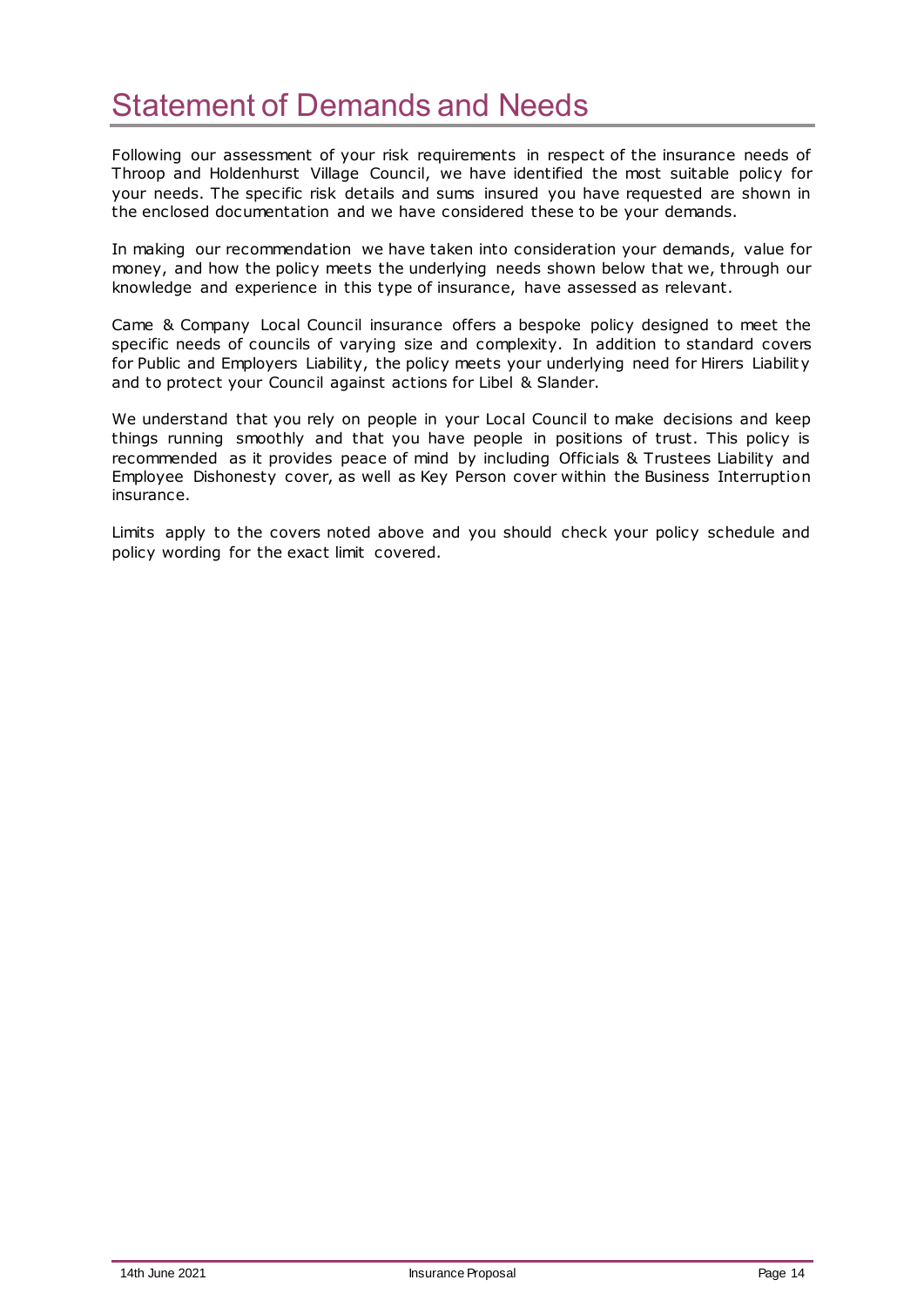# Statement of Demands and Needs

Following our assessment of your risk requirements in respect of the insurance needs of Throop and Holdenhurst Village Council, we have identified the most suitable policy for your needs. The specific risk details and sums insured you have requested are shown in the enclosed documentation and we have considered these to be your demands.

In making our recommendation we have taken into consideration your demands, value for money, and how the policy meets the underlying needs shown below that we, through our knowledge and experience in this type of insurance, have assessed as relevant.

Came & Company Local Council insurance offers a bespoke policy designed to meet the specific needs of councils of varying size and complexity. In addition to standard covers for Public and Employers Liability, the policy meets your underlying need for Hirers Liability and to protect your Council against actions for Libel & Slander.

We understand that you rely on people in your Local Council to make decisions and keep things running smoothly and that you have people in positions of trust. This policy is recommended as it provides peace of mind by including Officials & Trustees Liability and Employee Dishonesty cover, as well as Key Person cover within the Business Interruption insurance.

Limits apply to the covers noted above and you should check your policy schedule and policy wording for the exact limit covered.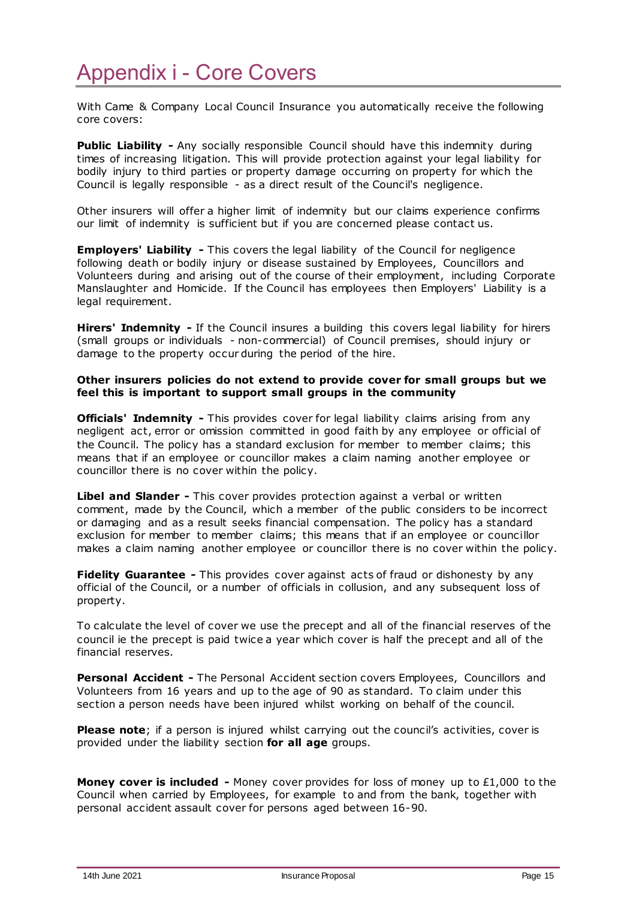# Appendix i - Core Covers

With Came & Company Local Council Insurance you automatically receive the following core covers:

**Public Liability -** Any socially responsible Council should have this indemnity during times of increasing litigation. This will provide protection against your legal liability for bodily injury to third parties or property damage occurring on property for which the Council is legally responsible - as a direct result of the Council's negligence.

Other insurers will offer a higher limit of indemnity but our claims experience confirms our limit of indemnity is sufficient but if you are concerned please contact us.

**Employers' Liability -** This covers the legal liability of the Council for negligence following death or bodily injury or disease sustained by Employees, Councillors and Volunteers during and arising out of the course of their employment, including Corporate Manslaughter and Homicide. If the Council has employees then Employers' Liability is a legal requirement.

**Hirers' Indemnity -** If the Council insures a building this covers legal liability for hirers (small groups or individuals - non-commercial) of Council premises, should injury or damage to the property occur during the period of the hire.

**Other insurers policies do not extend to provide cover for small groups but we feel this is important to support small groups in the community**

**Officials' Indemnity -** This provides cover for legal liability claims arising from any negligent act, error or omission committed in good faith by any employee or official of the Council. The policy has a standard exclusion for member to member claims; this means that if an employee or councillor makes a claim naming another employee or councillor there is no cover within the policy.

**Libel and Slander -** This cover provides protection against a verbal or written comment, made by the Council, which a member of the public considers to be incorrect or damaging and as a result seeks financial compensation. The policy has a standard exclusion for member to member claims; this means that if an employee or councillor makes a claim naming another employee or councillor there is no cover within the policy.

**Fidelity Guarantee -** This provides cover against acts of fraud or dishonesty by any official of the Council, or a number of officials in collusion, and any subsequent loss of property.

To calculate the level of cover we use the precept and all of the financial reserves of the council ie the precept is paid twice a year which cover is half the precept and all of the financial reserves.

**Personal Accident -** The Personal Accident section covers Employees, Councillors and Volunteers from 16 years and up to the age of 90 as standard. To claim under this section a person needs have been injured whilst working on behalf of the council.

**Please note**; if a person is injured whilst carrying out the council's activities, cover is provided under the liability section **for all age** groups.

**Money cover is included -** Money cover provides for loss of money up to £1,000 to the Council when carried by Employees, for example to and from the bank, together with personal accident assault cover for persons aged between 16-90.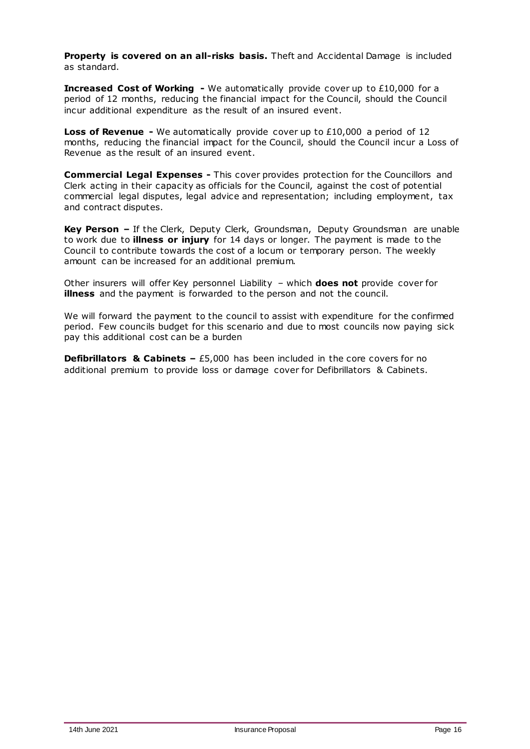**Property is covered on an all-risks basis.** Theft and Accidental Damage is included as standard.

**Increased Cost of Working -** We automatically provide cover up to £10,000 for a period of 12 months, reducing the financial impact for the Council, should the Council incur additional expenditure as the result of an insured event.

**Loss of Revenue -** We automatically provide cover up to £10,000 a period of 12 months, reducing the financial impact for the Council, should the Council incur a Loss of Revenue as the result of an insured event.

**Commercial Legal Expenses -** This cover provides protection for the Councillors and Clerk acting in their capacity as officials for the Council, against the cost of potential commercial legal disputes, legal advice and representation; including employment, tax and contract disputes.

**Key Person –** If the Clerk, Deputy Clerk, Groundsman, Deputy Groundsman are unable to work due to **illness or injury** for 14 days or longer. The payment is made to the Council to contribute towards the cost of a locum or temporary person. The weekly amount can be increased for an additional premium.

Other insurers will offer Key personnel Liability – which **does not** provide cover for **illness** and the payment is forwarded to the person and not the council.

We will forward the payment to the council to assist with expenditure for the confirmed period. Few councils budget for this scenario and due to most councils now paying sick pay this additional cost can be a burden

**Defibrillators & Cabinets –** £5,000 has been included in the core covers for no additional premium to provide loss or damage cover for Defibrillators & Cabinets.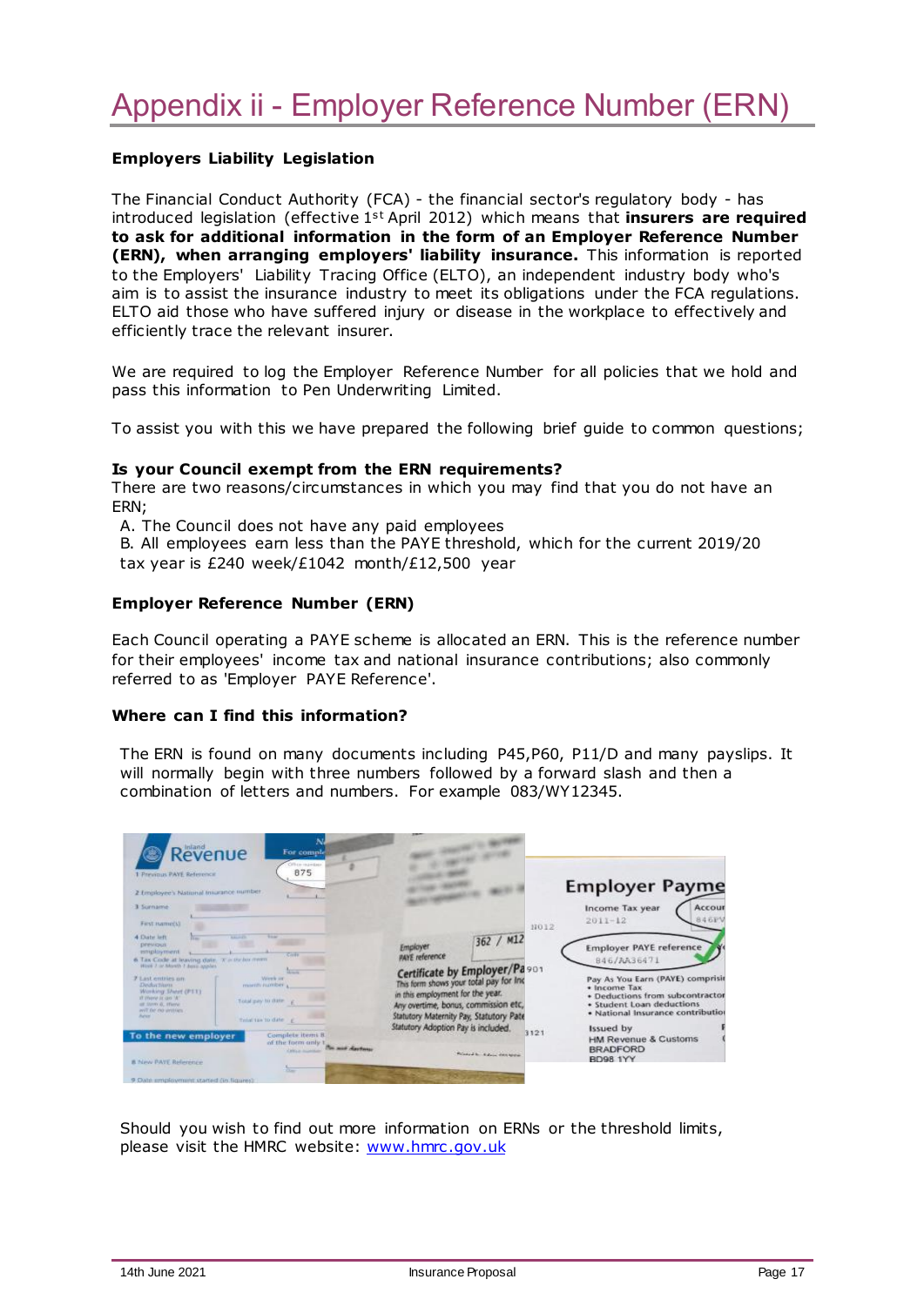# Appendix ii - Employer Reference Number (ERN)

**Employers Liability Legislation**

The Financial Conduct Authority (FCA) - the financial sector's regulatory body - has introduced legislation (effective 1st April 2012) which means that **insurers are required to ask for additional information in the form of an Employer Reference Number (ERN), when arranging employers' liability insurance.** This information is reported to the Employers' Liability Tracing Office (ELTO), an independent industry body who's aim is to assist the insurance industry to meet its obligations under the FCA regulations. ELTO aid those who have suffered injury or disease in the workplace to effectively and efficiently trace the relevant insurer.

We are required to log the Employer Reference Number for all policies that we hold and pass this information to Pen Underwriting Limited.

To assist you with this we have prepared the following brief guide to common questions;

**Is your Council exempt from the ERN requirements?**

There are two reasons/circumstances in which you may find that you do not have an ERN;

A. The Council does not have any paid employees
B. All employees earn less than the PAYE threshold, which for the current 2019/20 tax year is £240 week/£1042 month/£12,500 year

**Employer Reference Number (ERN)**

Each Council operating a PAYE scheme is allocated an ERN. This is the reference number for their employees' income tax and national insurance contributions; also commonly referred to as 'Employer PAYE Reference'.

**Where can I find this information?**

The ERN is found on many documents including P45,P60, P11/D and many payslips. It will normally begin with three numbers followed by a forward slash and then a combination of letters and numbers. For example 083/WY12345.

Should you wish to find out more information on ERNs or the threshold limits, please visit the HMRC website: [www.hmrc.gov.uk](http://www.hmrc.gov.uk)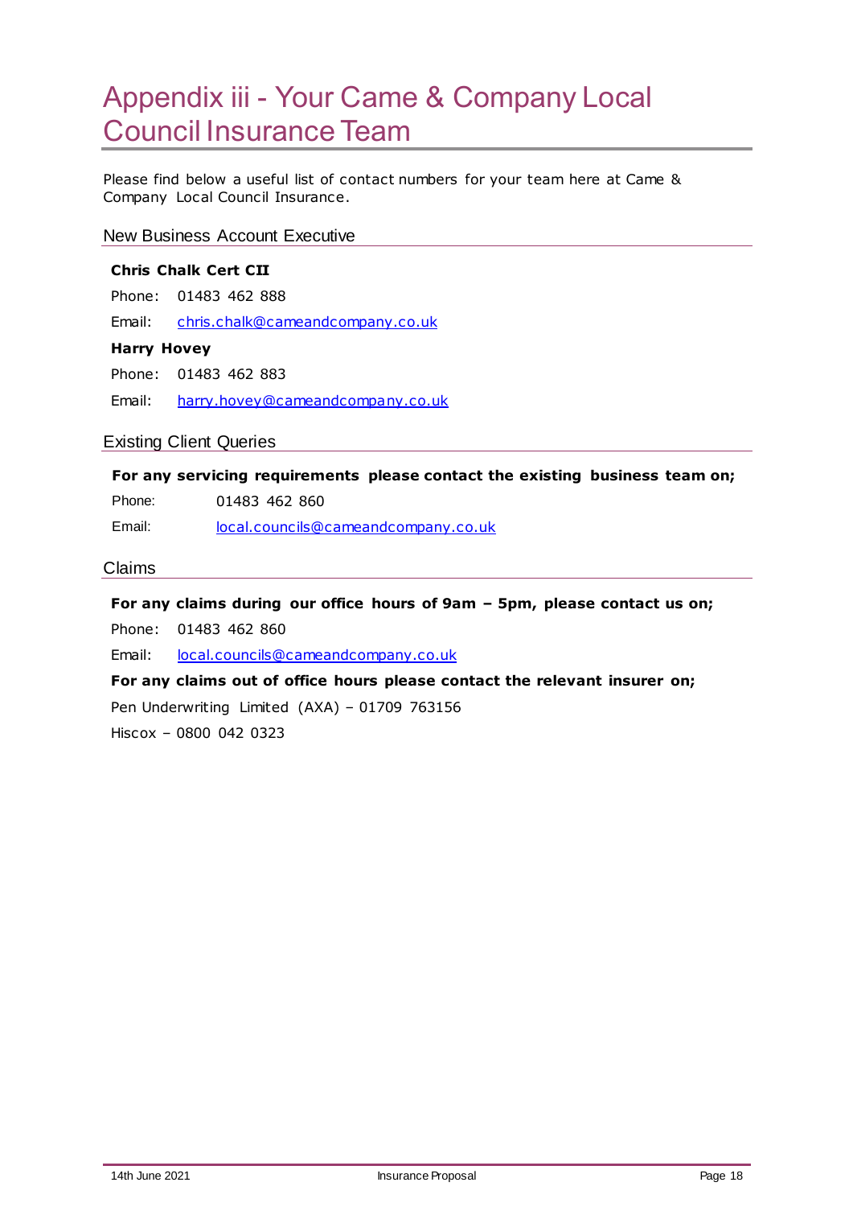# Appendix iii - Your Came & Company Local Council Insurance Team

Please find below a useful list of contact numbers for your team here at Came & Company Local Council Insurance.

## New Business Account Executive

**Chris Chalk Cert CII**

Phone: 01483 462 888

Email: chris.chalk@cameandcompany.co.uk

**Harry Hovey**

Phone: 01483 462 883

Email: harry.hovey@cameandcompany.co.uk

## Existing Client Queries

**For any servicing requirements please contact the existing business team on;**

Phone: 01483 462 860

Email: local.councils@cameandcompany.co.uk

## Claims

**For any claims during our office hours of 9am – 5pm, please contact us on;**

Phone: 01483 462 860

Email: local.councils@cameandcompany.co.uk

**For any claims out of office hours please contact the relevant insurer on;**

Pen Underwriting Limited (AXA) – 01709 763156

Hiscox – 0800 042 0323